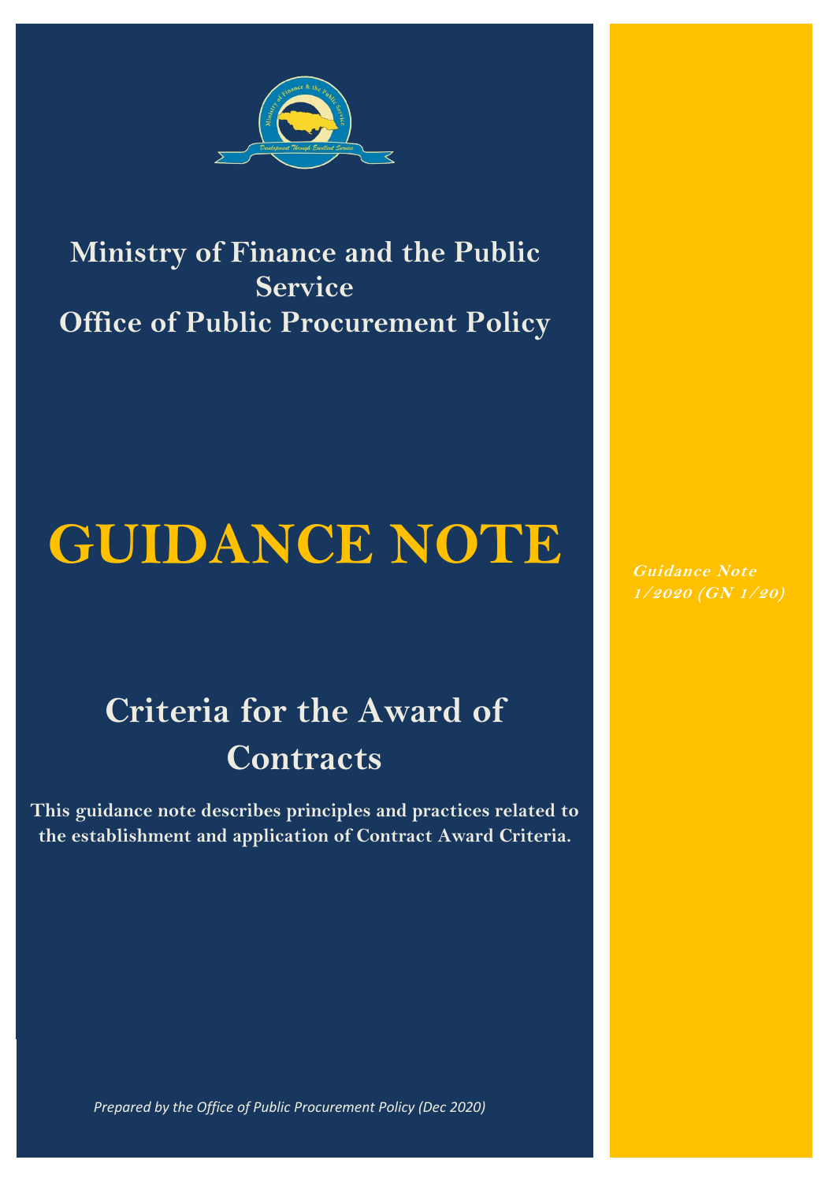**Ministry of Finance and the Public Service**
**Office of Public Procurement Policy**

# GUIDANCE NOTE

***Guidance Note 1/2020 (GN 1/20)***

## Criteria for the Award of Contracts

**This guidance note describes principles and practices related to the establishment and application of Contract Award Criteria.**

*Prepared by the Office of Public Procurement Policy (Dec 2020)*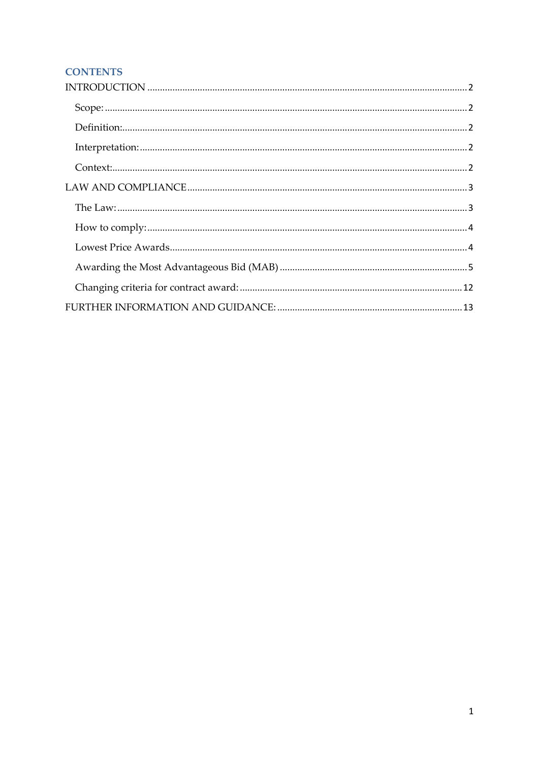## CONTENTS

- INTRODUCTION ........ 2
  - Scope: ........ 2
  - Definition: ........ 2
  - Interpretation: ........ 2
  - Context: ........ 2
- LAW AND COMPLIANCE ........ 3
  - The Law: ........ 3
  - How to comply: ........ 4
  - Lowest Price Awards ........ 4
  - Awarding the Most Advantageous Bid (MAB) ........ 5
  - Changing criteria for contract award: ........ 12
- FURTHER INFORMATION AND GUIDANCE: ........ 13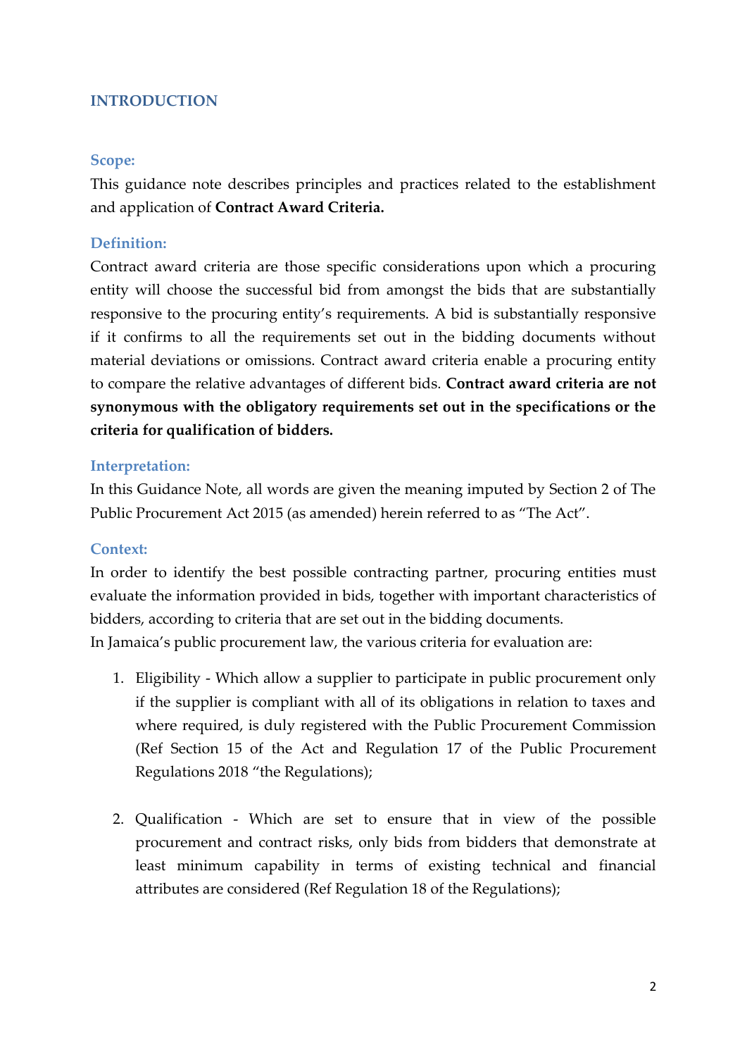## INTRODUCTION

### Scope:

This guidance note describes principles and practices related to the establishment and application of **Contract Award Criteria.**

### Definition:

Contract award criteria are those specific considerations upon which a procuring entity will choose the successful bid from amongst the bids that are substantially responsive to the procuring entity's requirements. A bid is substantially responsive if it confirms to all the requirements set out in the bidding documents without material deviations or omissions. Contract award criteria enable a procuring entity to compare the relative advantages of different bids. **Contract award criteria are not synonymous with the obligatory requirements set out in the specifications or the criteria for qualification of bidders.**

### Interpretation:

In this Guidance Note, all words are given the meaning imputed by Section 2 of The Public Procurement Act 2015 (as amended) herein referred to as "The Act".

### Context:

In order to identify the best possible contracting partner, procuring entities must evaluate the information provided in bids, together with important characteristics of bidders, according to criteria that are set out in the bidding documents.
In Jamaica's public procurement law, the various criteria for evaluation are:

1. Eligibility - Which allow a supplier to participate in public procurement only if the supplier is compliant with all of its obligations in relation to taxes and where required, is duly registered with the Public Procurement Commission (Ref Section 15 of the Act and Regulation 17 of the Public Procurement Regulations 2018 "the Regulations);

2. Qualification - Which are set to ensure that in view of the possible procurement and contract risks, only bids from bidders that demonstrate at least minimum capability in terms of existing technical and financial attributes are considered (Ref Regulation 18 of the Regulations);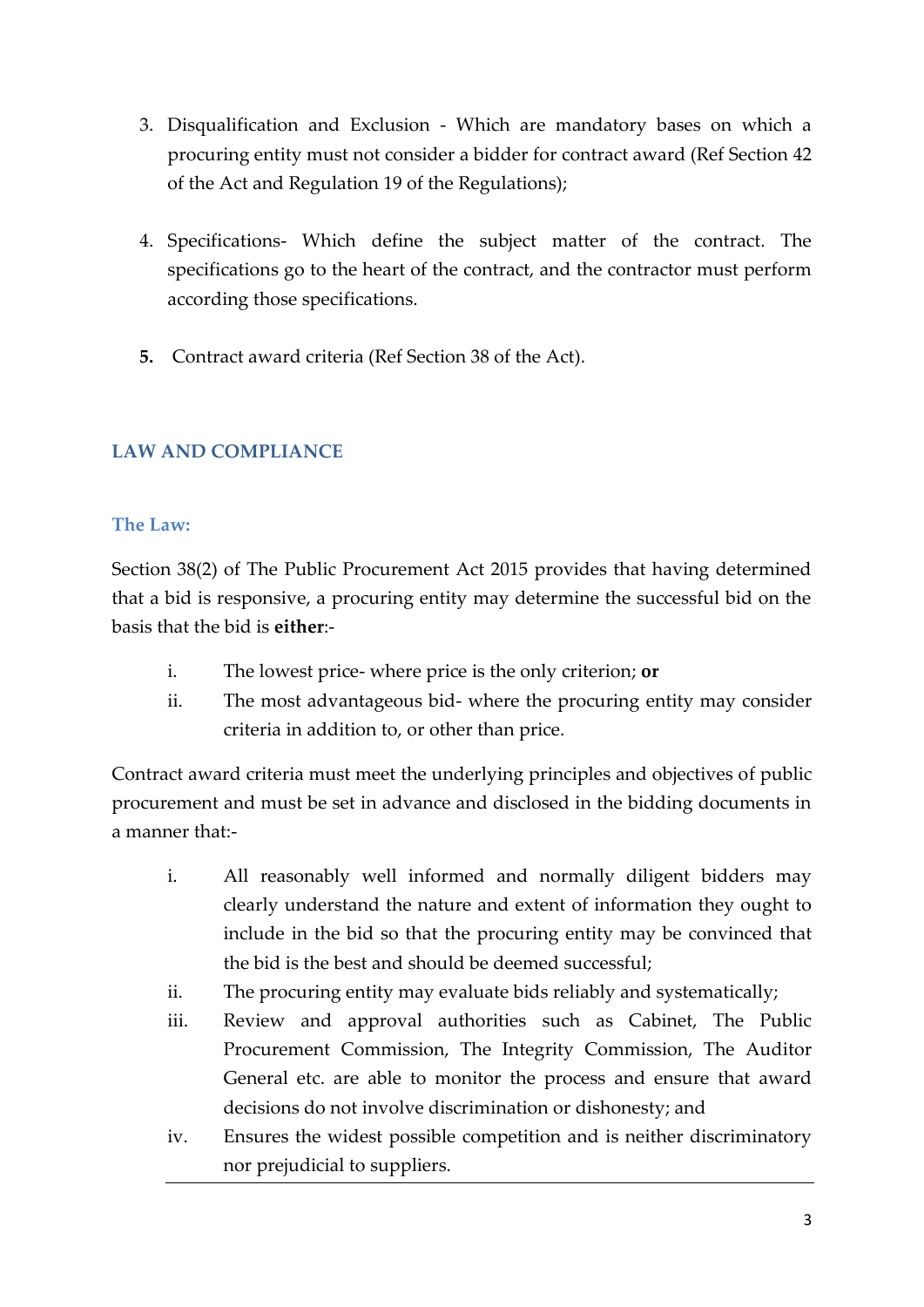3. Disqualification and Exclusion - Which are mandatory bases on which a procuring entity must not consider a bidder for contract award (Ref Section 42 of the Act and Regulation 19 of the Regulations);

4. Specifications- Which define the subject matter of the contract. The specifications go to the heart of the contract, and the contractor must perform according those specifications.

5. Contract award criteria (Ref Section 38 of the Act).

## LAW AND COMPLIANCE

### The Law:

Section 38(2) of The Public Procurement Act 2015 provides that having determined that a bid is responsive, a procuring entity may determine the successful bid on the basis that the bid is **either**:-

i. The lowest price- where price is the only criterion; **or**
ii. The most advantageous bid- where the procuring entity may consider criteria in addition to, or other than price.

Contract award criteria must meet the underlying principles and objectives of public procurement and must be set in advance and disclosed in the bidding documents in a manner that:-

i. All reasonably well informed and normally diligent bidders may clearly understand the nature and extent of information they ought to include in the bid so that the procuring entity may be convinced that the bid is the best and should be deemed successful;
ii. The procuring entity may evaluate bids reliably and systematically;
iii. Review and approval authorities such as Cabinet, The Public Procurement Commission, The Integrity Commission, The Auditor General etc. are able to monitor the process and ensure that award decisions do not involve discrimination or dishonesty; and
iv. Ensures the widest possible competition and is neither discriminatory nor prejudicial to suppliers.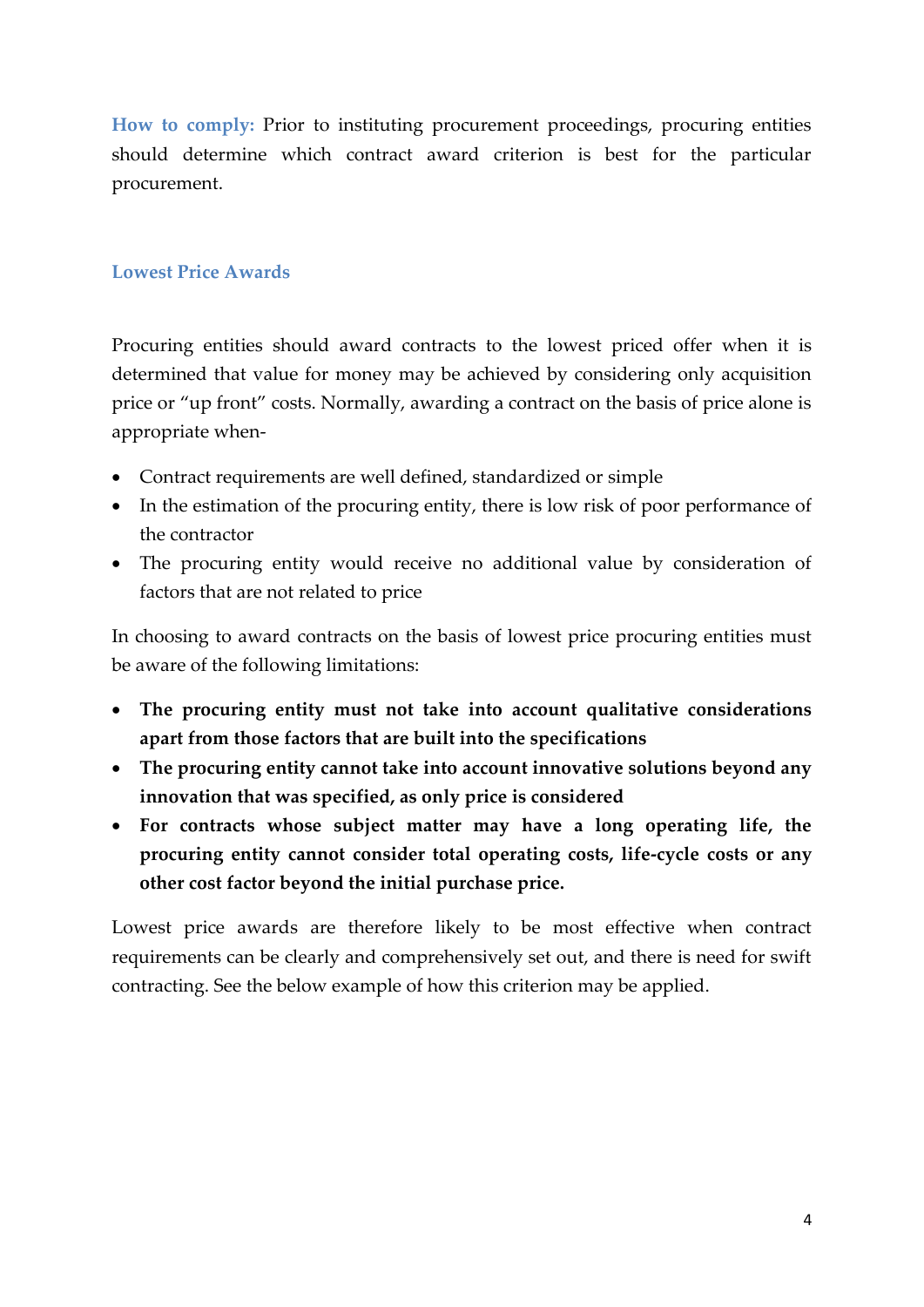**How to comply:** Prior to instituting procurement proceedings, procuring entities should determine which contract award criterion is best for the particular procurement.

### Lowest Price Awards

Procuring entities should award contracts to the lowest priced offer when it is determined that value for money may be achieved by considering only acquisition price or "up front" costs. Normally, awarding a contract on the basis of price alone is appropriate when-

- Contract requirements are well defined, standardized or simple
- In the estimation of the procuring entity, there is low risk of poor performance of the contractor
- The procuring entity would receive no additional value by consideration of factors that are not related to price

In choosing to award contracts on the basis of lowest price procuring entities must be aware of the following limitations:

- **The procuring entity must not take into account qualitative considerations apart from those factors that are built into the specifications**
- **The procuring entity cannot take into account innovative solutions beyond any innovation that was specified, as only price is considered**
- **For contracts whose subject matter may have a long operating life, the procuring entity cannot consider total operating costs, life-cycle costs or any other cost factor beyond the initial purchase price.**

Lowest price awards are therefore likely to be most effective when contract requirements can be clearly and comprehensively set out, and there is need for swift contracting. See the below example of how this criterion may be applied.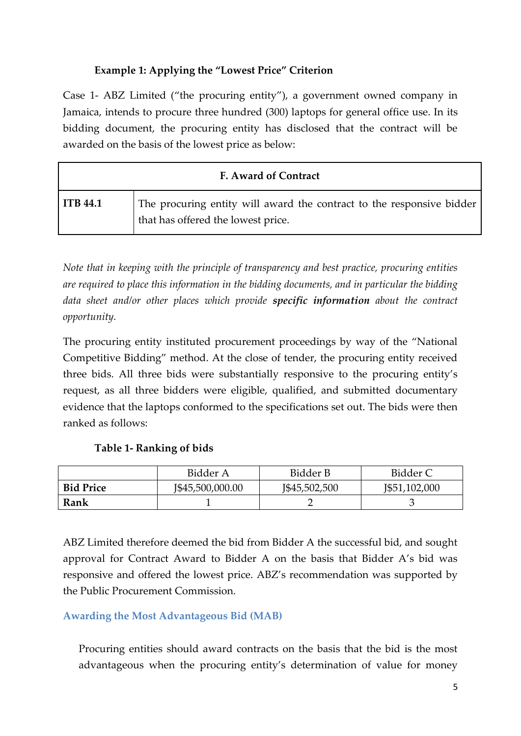### Example 1: Applying the "Lowest Price" Criterion

Case 1- ABZ Limited ("the procuring entity"), a government owned company in Jamaica, intends to procure three hundred (300) laptops for general office use. In its bidding document, the procuring entity has disclosed that the contract will be awarded on the basis of the lowest price as below:

| F. Award of Contract | |
|---|---|
| **ITB 44.1** | The procuring entity will award the contract to the responsive bidder that has offered the lowest price. |

*Note that in keeping with the principle of transparency and best practice, procuring entities are required to place this information in the bidding documents, and in particular the bidding data sheet and/or other places which provide **specific information** about the contract opportunity.*

The procuring entity instituted procurement proceedings by way of the "National Competitive Bidding" method. At the close of tender, the procuring entity received three bids. All three bids were substantially responsive to the procuring entity's request, as all three bidders were eligible, qualified, and submitted documentary evidence that the laptops conformed to the specifications set out. The bids were then ranked as follows:

**Table 1- Ranking of bids**

| | Bidder A | Bidder B | Bidder C |
|---|---|---|---|
| **Bid Price** | J$45,500,000.00 | J$45,502,500 | J$51,102,000 |
| **Rank** | 1 | 2 | 3 |

ABZ Limited therefore deemed the bid from Bidder A the successful bid, and sought approval for Contract Award to Bidder A on the basis that Bidder A's bid was responsive and offered the lowest price. ABZ's recommendation was supported by the Public Procurement Commission.

## Awarding the Most Advantageous Bid (MAB)

Procuring entities should award contracts on the basis that the bid is the most advantageous when the procuring entity's determination of value for money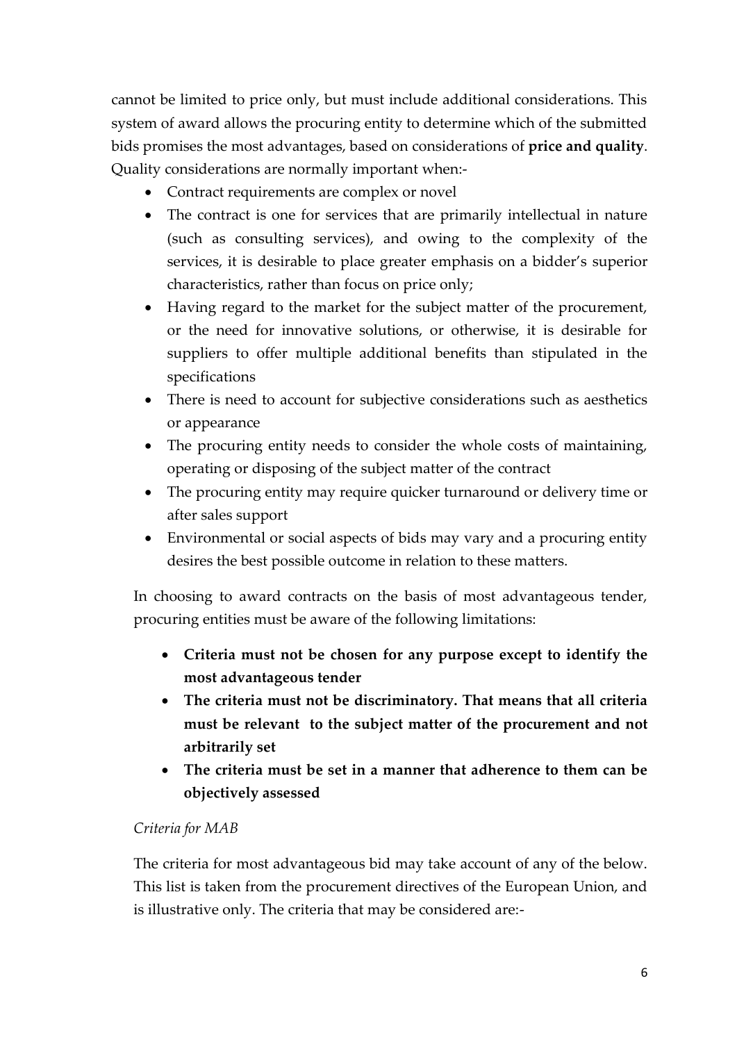cannot be limited to price only, but must include additional considerations. This system of award allows the procuring entity to determine which of the submitted bids promises the most advantages, based on considerations of **price and quality**. Quality considerations are normally important when:-

- Contract requirements are complex or novel
- The contract is one for services that are primarily intellectual in nature (such as consulting services), and owing to the complexity of the services, it is desirable to place greater emphasis on a bidder's superior characteristics, rather than focus on price only;
- Having regard to the market for the subject matter of the procurement, or the need for innovative solutions, or otherwise, it is desirable for suppliers to offer multiple additional benefits than stipulated in the specifications
- There is need to account for subjective considerations such as aesthetics or appearance
- The procuring entity needs to consider the whole costs of maintaining, operating or disposing of the subject matter of the contract
- The procuring entity may require quicker turnaround or delivery time or after sales support
- Environmental or social aspects of bids may vary and a procuring entity desires the best possible outcome in relation to these matters.

In choosing to award contracts on the basis of most advantageous tender, procuring entities must be aware of the following limitations:

- **Criteria must not be chosen for any purpose except to identify the most advantageous tender**
- **The criteria must not be discriminatory. That means that all criteria must be relevant to the subject matter of the procurement and not arbitrarily set**
- **The criteria must be set in a manner that adherence to them can be objectively assessed**

*Criteria for MAB*

The criteria for most advantageous bid may take account of any of the below. This list is taken from the procurement directives of the European Union, and is illustrative only. The criteria that may be considered are:-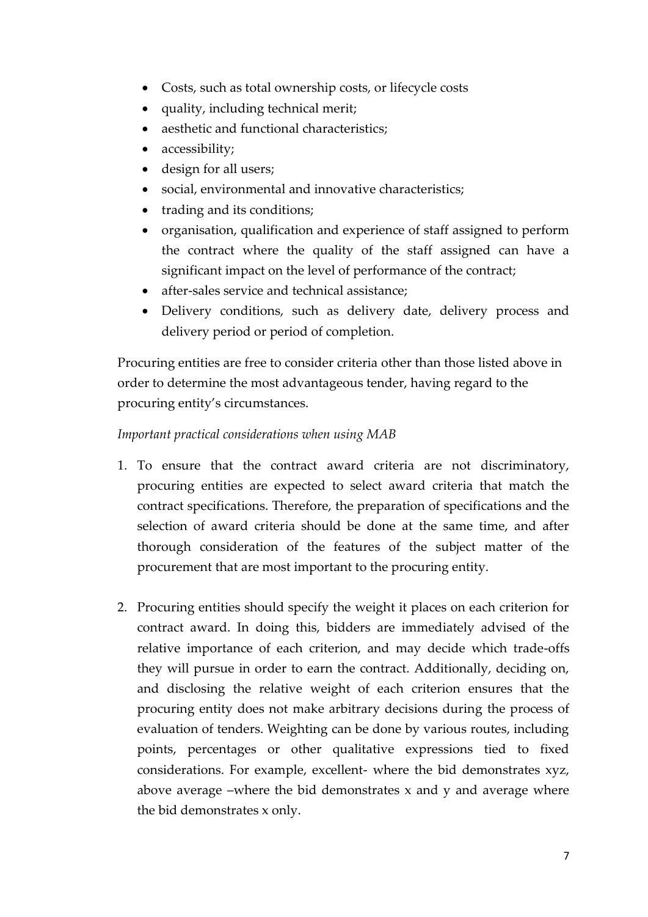- Costs, such as total ownership costs, or lifecycle costs
- quality, including technical merit;
- aesthetic and functional characteristics;
- accessibility;
- design for all users;
- social, environmental and innovative characteristics;
- trading and its conditions;
- organisation, qualification and experience of staff assigned to perform the contract where the quality of the staff assigned can have a significant impact on the level of performance of the contract;
- after-sales service and technical assistance;
- Delivery conditions, such as delivery date, delivery process and delivery period or period of completion.

Procuring entities are free to consider criteria other than those listed above in order to determine the most advantageous tender, having regard to the procuring entity's circumstances.

*Important practical considerations when using MAB*

1. To ensure that the contract award criteria are not discriminatory, procuring entities are expected to select award criteria that match the contract specifications. Therefore, the preparation of specifications and the selection of award criteria should be done at the same time, and after thorough consideration of the features of the subject matter of the procurement that are most important to the procuring entity.

2. Procuring entities should specify the weight it places on each criterion for contract award. In doing this, bidders are immediately advised of the relative importance of each criterion, and may decide which trade-offs they will pursue in order to earn the contract. Additionally, deciding on, and disclosing the relative weight of each criterion ensures that the procuring entity does not make arbitrary decisions during the process of evaluation of tenders. Weighting can be done by various routes, including points, percentages or other qualitative expressions tied to fixed considerations. For example, excellent- where the bid demonstrates xyz, above average –where the bid demonstrates x and y and average where the bid demonstrates x only.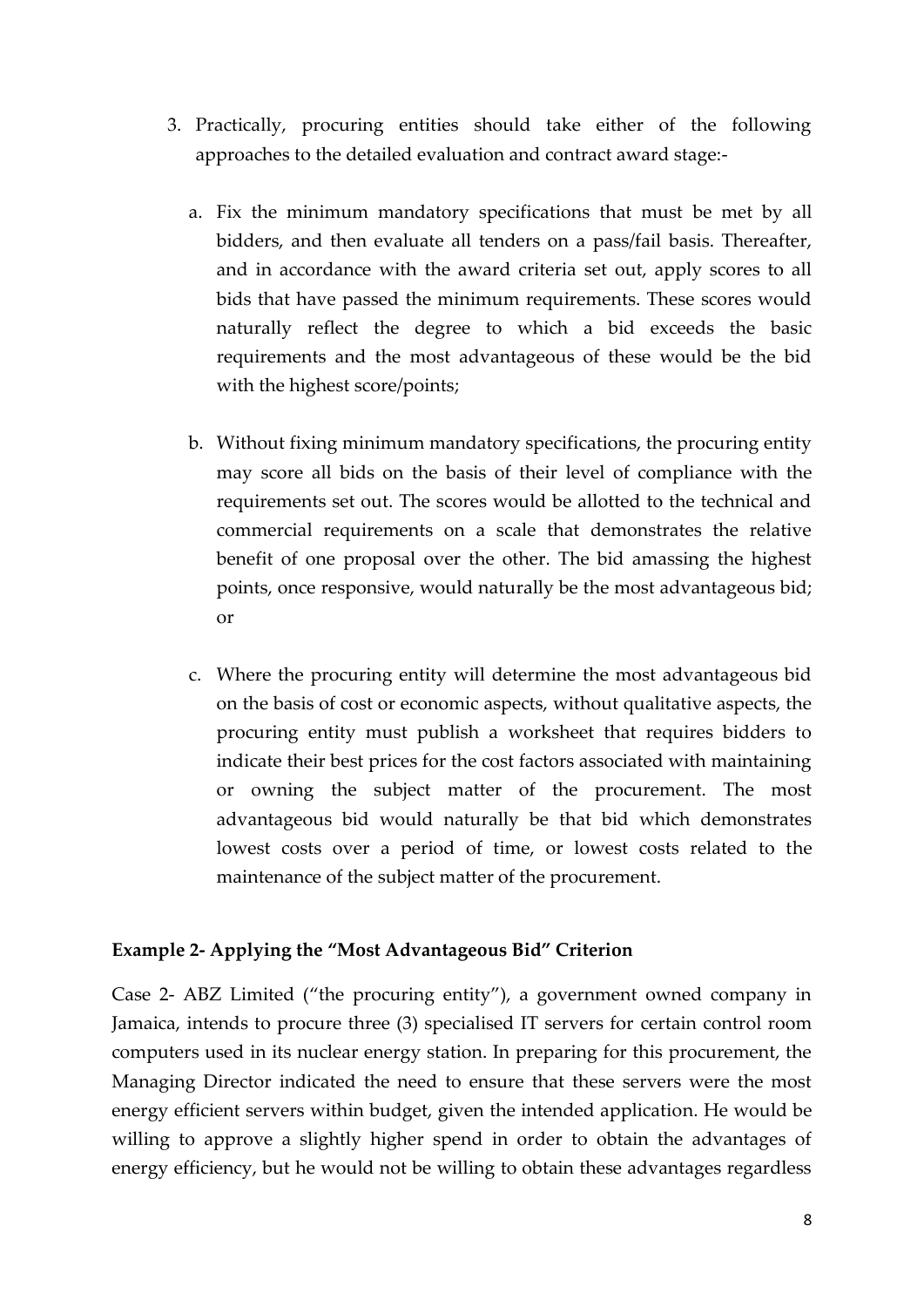3. Practically, procuring entities should take either of the following approaches to the detailed evaluation and contract award stage:-

   a. Fix the minimum mandatory specifications that must be met by all bidders, and then evaluate all tenders on a pass/fail basis. Thereafter, and in accordance with the award criteria set out, apply scores to all bids that have passed the minimum requirements. These scores would naturally reflect the degree to which a bid exceeds the basic requirements and the most advantageous of these would be the bid with the highest score/points;

   b. Without fixing minimum mandatory specifications, the procuring entity may score all bids on the basis of their level of compliance with the requirements set out. The scores would be allotted to the technical and commercial requirements on a scale that demonstrates the relative benefit of one proposal over the other. The bid amassing the highest points, once responsive, would naturally be the most advantageous bid; or

   c. Where the procuring entity will determine the most advantageous bid on the basis of cost or economic aspects, without qualitative aspects, the procuring entity must publish a worksheet that requires bidders to indicate their best prices for the cost factors associated with maintaining or owning the subject matter of the procurement. The most advantageous bid would naturally be that bid which demonstrates lowest costs over a period of time, or lowest costs related to the maintenance of the subject matter of the procurement.

**Example 2- Applying the "Most Advantageous Bid" Criterion**

Case 2- ABZ Limited ("the procuring entity"), a government owned company in Jamaica, intends to procure three (3) specialised IT servers for certain control room computers used in its nuclear energy station. In preparing for this procurement, the Managing Director indicated the need to ensure that these servers were the most energy efficient servers within budget, given the intended application. He would be willing to approve a slightly higher spend in order to obtain the advantages of energy efficiency, but he would not be willing to obtain these advantages regardless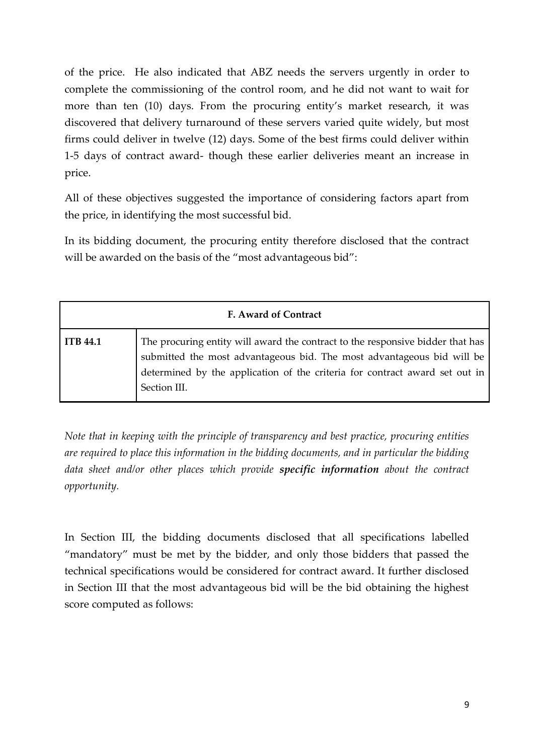of the price. He also indicated that ABZ needs the servers urgently in order to complete the commissioning of the control room, and he did not want to wait for more than ten (10) days. From the procuring entity's market research, it was discovered that delivery turnaround of these servers varied quite widely, but most firms could deliver in twelve (12) days. Some of the best firms could deliver within 1-5 days of contract award- though these earlier deliveries meant an increase in price.

All of these objectives suggested the importance of considering factors apart from the price, in identifying the most successful bid.

In its bidding document, the procuring entity therefore disclosed that the contract will be awarded on the basis of the "most advantageous bid":

| **F. Award of Contract** | |
|---|---|
| **ITB 44.1** | The procuring entity will award the contract to the responsive bidder that has submitted the most advantageous bid. The most advantageous bid will be determined by the application of the criteria for contract award set out in Section III. |

*Note that in keeping with the principle of transparency and best practice, procuring entities are required to place this information in the bidding documents, and in particular the bidding data sheet and/or other places which provide **specific information** about the contract opportunity.*

In Section III, the bidding documents disclosed that all specifications labelled "mandatory" must be met by the bidder, and only those bidders that passed the technical specifications would be considered for contract award. It further disclosed in Section III that the most advantageous bid will be the bid obtaining the highest score computed as follows: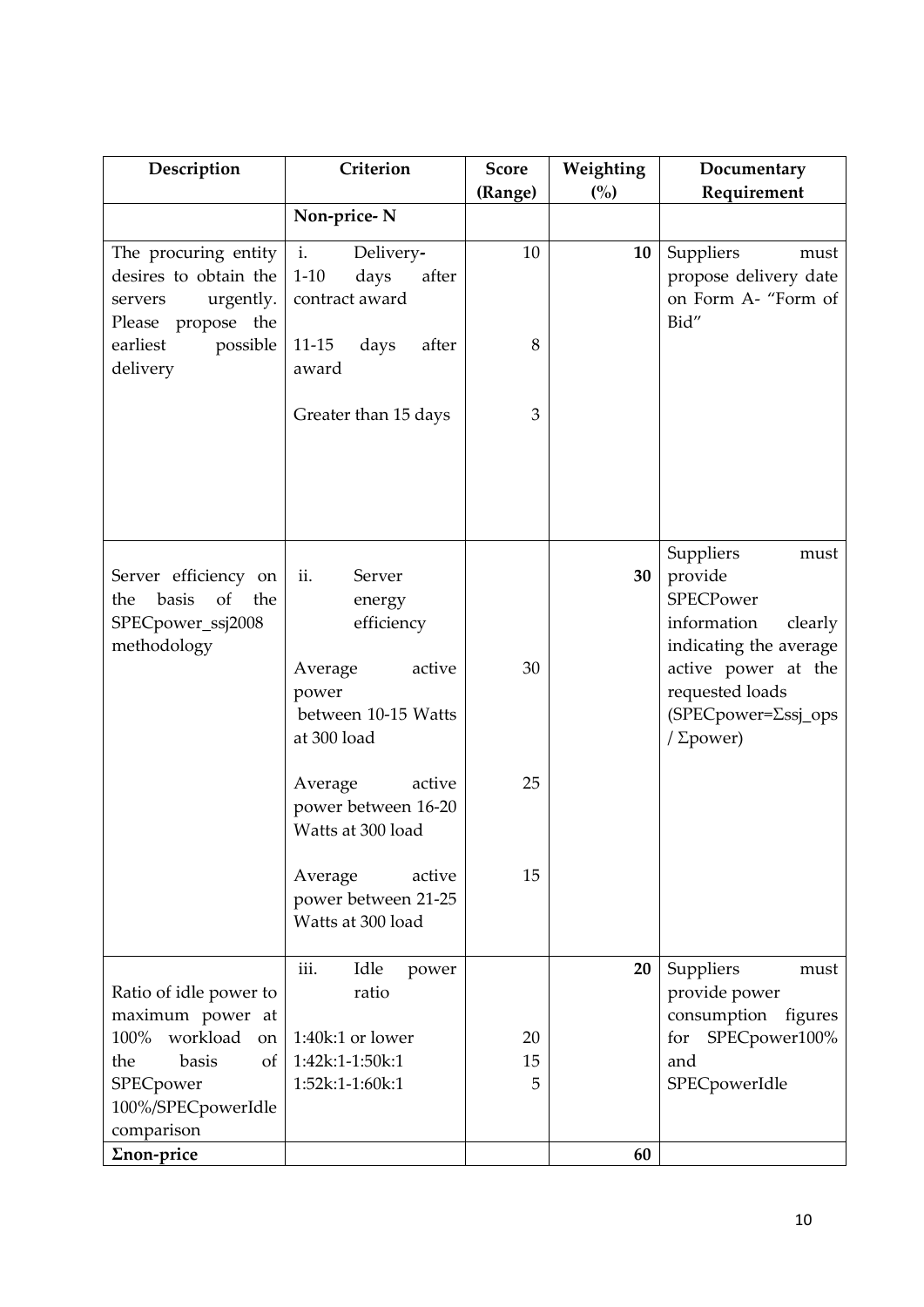| Description | Criterion | Score (Range) | Weighting (%) | Documentary Requirement |
|---|---|---|---|---|
| | **Non-price- N** | | | |
| The procuring entity desires to obtain the servers urgently. Please propose the earliest possible delivery | i. Delivery- 1-10 days after contract award | 10 | **10** | Suppliers must propose delivery date on Form A- "Form of Bid" |
| | 11-15 days after award | 8 | | |
| | Greater than 15 days | 3 | | |
| Server efficiency on the basis of the SPECpower_ssj2008 methodology | ii. Server energy efficiency | | **30** | Suppliers must provide SPECPower information clearly indicating the average active power at the requested loads (SPECpower=Σssj_ops / Σpower) |
| | Average active power between 10-15 Watts at 300 load | 30 | | |
| | Average active power between 16-20 Watts at 300 load | 25 | | |
| | Average active power between 21-25 Watts at 300 load | 15 | | |
| Ratio of idle power to maximum power at 100% workload on the basis of SPECpower 100%/SPECpowerIdle comparison | iii. Idle power ratio | | **20** | Suppliers must provide power consumption figures for SPECpower100% and SPECpowerIdle |
| | 1:40k:1 or lower | 20 | | |
| | 1:42k:1-1:50k:1 | 15 | | |
| | 1:52k:1-1:60k:1 | 5 | | |
| **Σnon-price** | | | **60** | |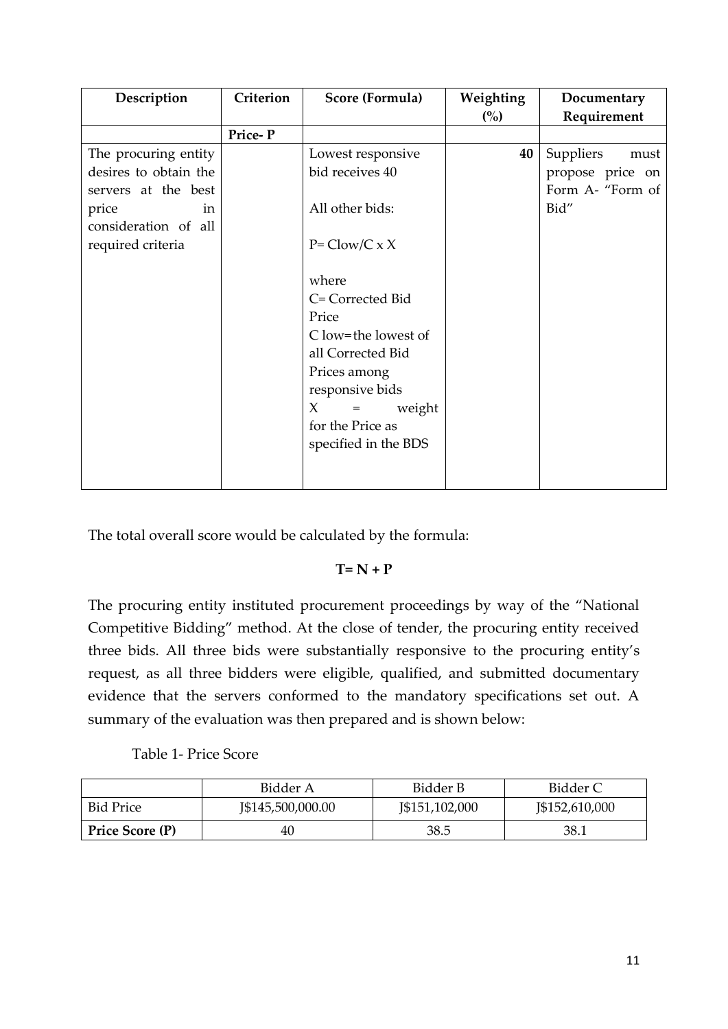| Description | Criterion | Score (Formula) | Weighting (%) | Documentary Requirement |
|---|---|---|---|---|
| | Price- P | | | |
| The procuring entity desires to obtain the servers at the best price in consideration of all required criteria | | Lowest responsive bid receives 40<br><br>All other bids:<br><br>P= Clow/C x X<br><br>where<br>C= Corrected Bid Price<br>C low= the lowest of all Corrected Bid Prices among responsive bids<br>X = weight for the Price as specified in the BDS | 40 | Suppliers must propose price on Form A- "Form of Bid" |

The total overall score would be calculated by the formula:

**T= N + P**

The procuring entity instituted procurement proceedings by way of the "National Competitive Bidding" method. At the close of tender, the procuring entity received three bids. All three bids were substantially responsive to the procuring entity's request, as all three bidders were eligible, qualified, and submitted documentary evidence that the servers conformed to the mandatory specifications set out. A summary of the evaluation was then prepared and is shown below:

Table 1- Price Score

| | Bidder A | Bidder B | Bidder C |
|---|---|---|---|
| Bid Price | J$145,500,000.00 | J$151,102,000 | J$152,610,000 |
| **Price Score (P)** | 40 | 38.5 | 38.1 |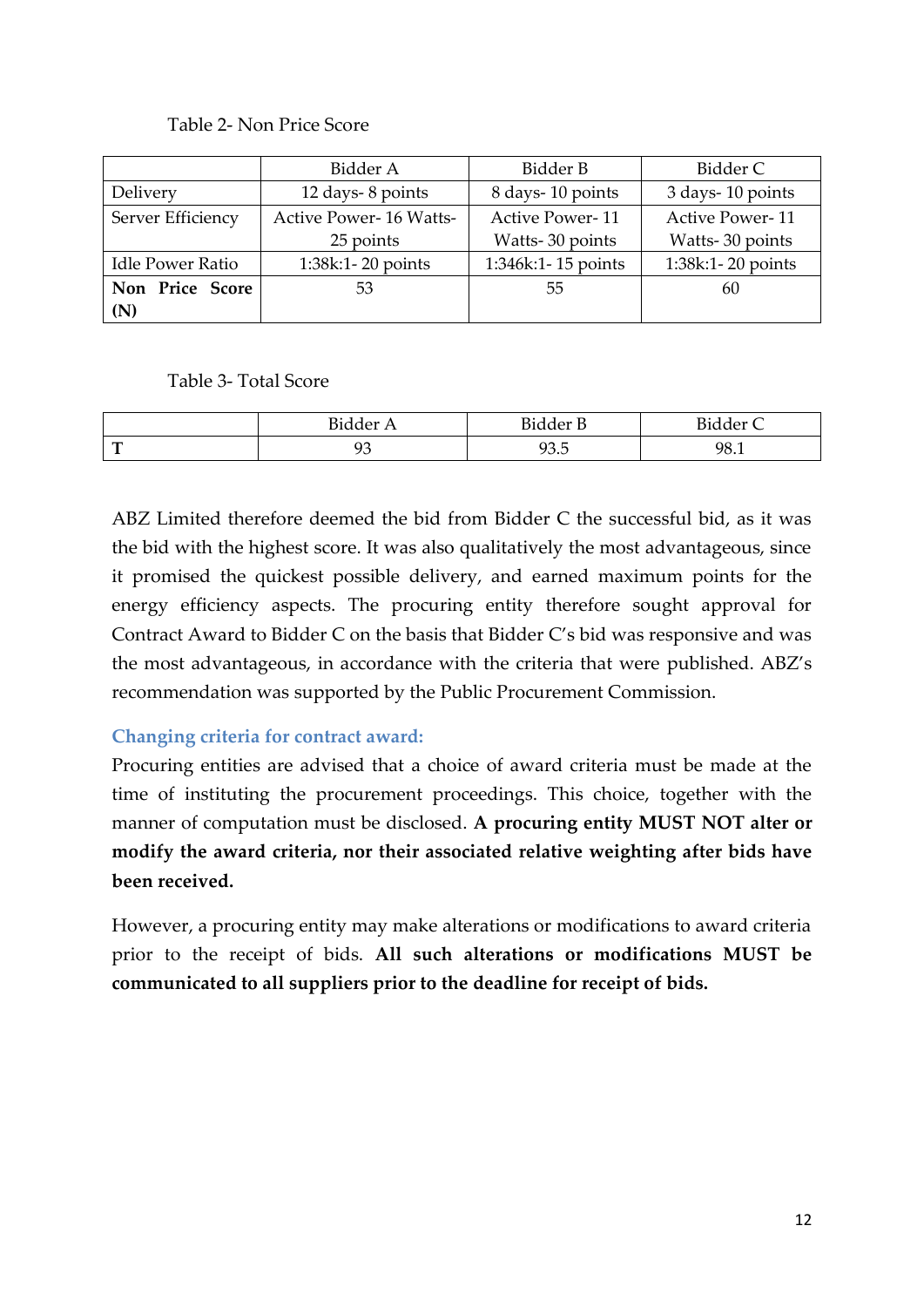Table 2- Non Price Score

|  | Bidder A | Bidder B | Bidder C |
|---|---|---|---|
| Delivery | 12 days- 8 points | 8 days- 10 points | 3 days- 10 points |
| Server Efficiency | Active Power- 16 Watts- 25 points | Active Power- 11 Watts- 30 points | Active Power- 11 Watts- 30 points |
| Idle Power Ratio | 1:38k:1- 20 points | 1:346k:1- 15 points | 1:38k:1- 20 points |
| **Non Price Score (N)** | 53 | 55 | 60 |

Table 3- Total Score

|  | Bidder A | Bidder B | Bidder C |
|---|---|---|---|
| **T** | 93 | 93.5 | 98.1 |

ABZ Limited therefore deemed the bid from Bidder C the successful bid, as it was the bid with the highest score. It was also qualitatively the most advantageous, since it promised the quickest possible delivery, and earned maximum points for the energy efficiency aspects. The procuring entity therefore sought approval for Contract Award to Bidder C on the basis that Bidder C's bid was responsive and was the most advantageous, in accordance with the criteria that were published. ABZ's recommendation was supported by the Public Procurement Commission.

### Changing criteria for contract award:

Procuring entities are advised that a choice of award criteria must be made at the time of instituting the procurement proceedings. This choice, together with the manner of computation must be disclosed. **A procuring entity MUST NOT alter or modify the award criteria, nor their associated relative weighting after bids have been received.**

However, a procuring entity may make alterations or modifications to award criteria prior to the receipt of bids. **All such alterations or modifications MUST be communicated to all suppliers prior to the deadline for receipt of bids.**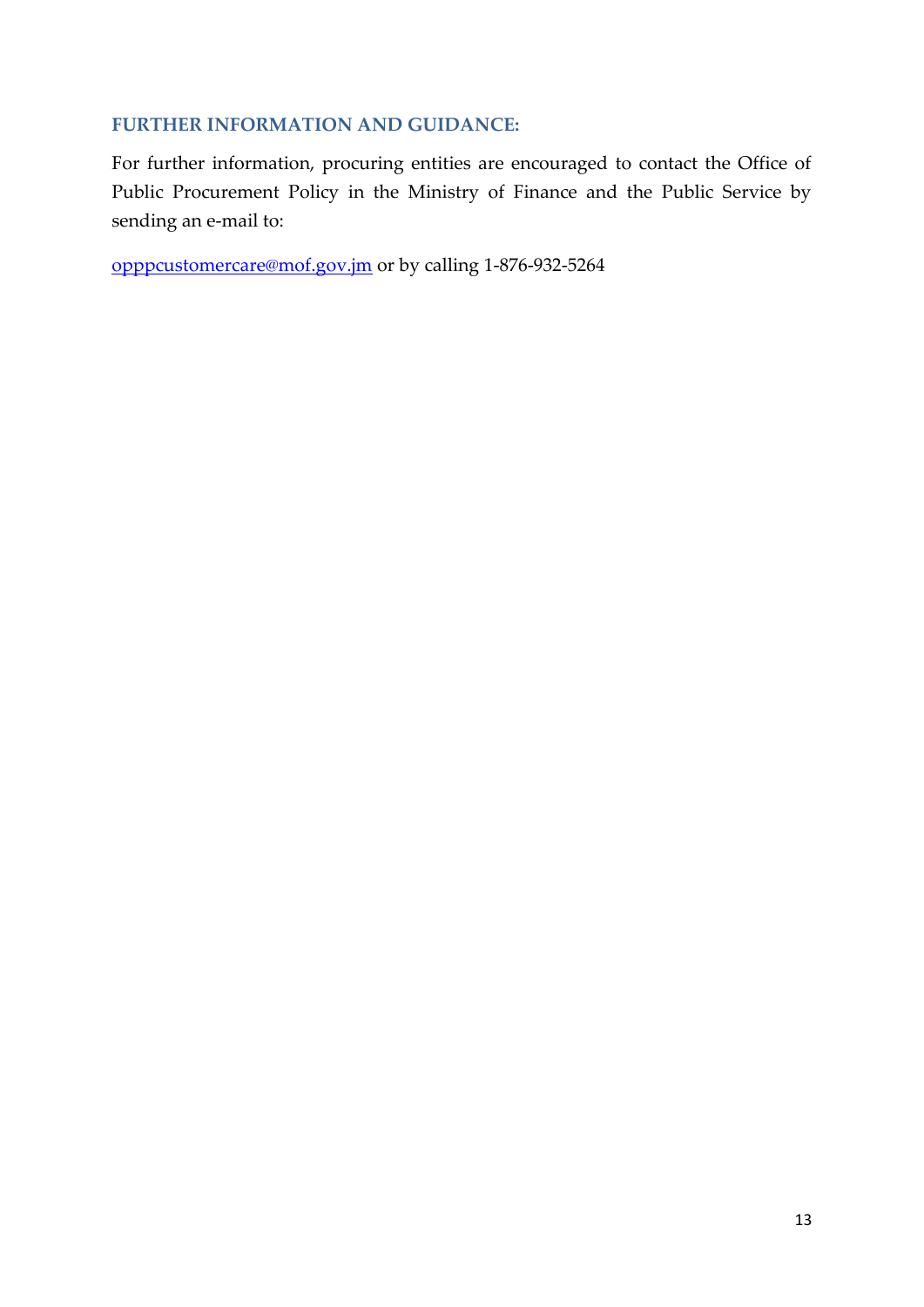## FURTHER INFORMATION AND GUIDANCE:

For further information, procuring entities are encouraged to contact the Office of Public Procurement Policy in the Ministry of Finance and the Public Service by sending an e-mail to:

[opppcustomercare@mof.gov.jm](mailto:opppcustomercare@mof.gov.jm) or by calling 1-876-932-5264